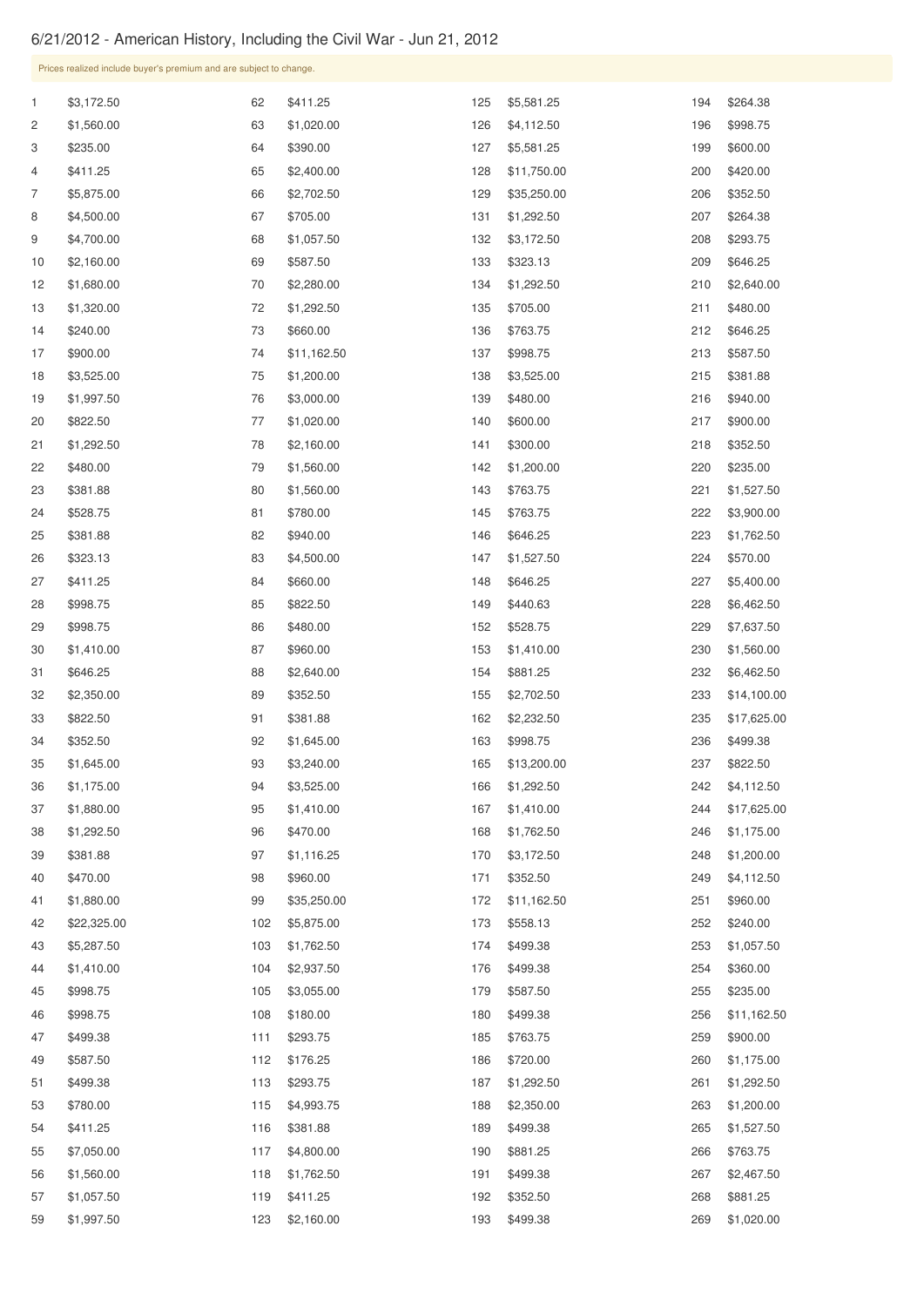# 6/21/2012 - American History, Including the Civil War - Jun 21, 2012

Prices realized include buyer's premium and are subject to change.

| Lot | Price | Lot | Price | Lot | Price | Lot | Price |
|---|---|---|---|---|---|---|---|
| 1 | $3,172.50 | 62 | $411.25 | 125 | $5,581.25 | 194 | $264.38 |
| 2 | $1,560.00 | 63 | $1,020.00 | 126 | $4,112.50 | 196 | $998.75 |
| 3 | $235.00 | 64 | $390.00 | 127 | $5,581.25 | 199 | $600.00 |
| 4 | $411.25 | 65 | $2,400.00 | 128 | $11,750.00 | 200 | $420.00 |
| 7 | $5,875.00 | 66 | $2,702.50 | 129 | $35,250.00 | 206 | $352.50 |
| 8 | $4,500.00 | 67 | $705.00 | 131 | $1,292.50 | 207 | $264.38 |
| 9 | $4,700.00 | 68 | $1,057.50 | 132 | $3,172.50 | 208 | $293.75 |
| 10 | $2,160.00 | 69 | $587.50 | 133 | $323.13 | 209 | $646.25 |
| 12 | $1,680.00 | 70 | $2,280.00 | 134 | $1,292.50 | 210 | $2,640.00 |
| 13 | $1,320.00 | 72 | $1,292.50 | 135 | $705.00 | 211 | $480.00 |
| 14 | $240.00 | 73 | $660.00 | 136 | $763.75 | 212 | $646.25 |
| 17 | $900.00 | 74 | $11,162.50 | 137 | $998.75 | 213 | $587.50 |
| 18 | $3,525.00 | 75 | $1,200.00 | 138 | $3,525.00 | 215 | $381.88 |
| 19 | $1,997.50 | 76 | $3,000.00 | 139 | $480.00 | 216 | $940.00 |
| 20 | $822.50 | 77 | $1,020.00 | 140 | $600.00 | 217 | $900.00 |
| 21 | $1,292.50 | 78 | $2,160.00 | 141 | $300.00 | 218 | $352.50 |
| 22 | $480.00 | 79 | $1,560.00 | 142 | $1,200.00 | 220 | $235.00 |
| 23 | $381.88 | 80 | $1,560.00 | 143 | $763.75 | 221 | $1,527.50 |
| 24 | $528.75 | 81 | $780.00 | 145 | $763.75 | 222 | $3,900.00 |
| 25 | $381.88 | 82 | $940.00 | 146 | $646.25 | 223 | $1,762.50 |
| 26 | $323.13 | 83 | $4,500.00 | 147 | $1,527.50 | 224 | $570.00 |
| 27 | $411.25 | 84 | $660.00 | 148 | $646.25 | 227 | $5,400.00 |
| 28 | $998.75 | 85 | $822.50 | 149 | $440.63 | 228 | $6,462.50 |
| 29 | $998.75 | 86 | $480.00 | 152 | $528.75 | 229 | $7,637.50 |
| 30 | $1,410.00 | 87 | $960.00 | 153 | $1,410.00 | 230 | $1,560.00 |
| 31 | $646.25 | 88 | $2,640.00 | 154 | $881.25 | 232 | $6,462.50 |
| 32 | $2,350.00 | 89 | $352.50 | 155 | $2,702.50 | 233 | $14,100.00 |
| 33 | $822.50 | 91 | $381.88 | 162 | $2,232.50 | 235 | $17,625.00 |
| 34 | $352.50 | 92 | $1,645.00 | 163 | $998.75 | 236 | $499.38 |
| 35 | $1,645.00 | 93 | $3,240.00 | 165 | $13,200.00 | 237 | $822.50 |
| 36 | $1,175.00 | 94 | $3,525.00 | 166 | $1,292.50 | 242 | $4,112.50 |
| 37 | $1,880.00 | 95 | $1,410.00 | 167 | $1,410.00 | 244 | $17,625.00 |
| 38 | $1,292.50 | 96 | $470.00 | 168 | $1,762.50 | 246 | $1,175.00 |
| 39 | $381.88 | 97 | $1,116.25 | 170 | $3,172.50 | 248 | $1,200.00 |
| 40 | $470.00 | 98 | $960.00 | 171 | $352.50 | 249 | $4,112.50 |
| 41 | $1,880.00 | 99 | $35,250.00 | 172 | $11,162.50 | 251 | $960.00 |
| 42 | $22,325.00 | 102 | $5,875.00 | 173 | $558.13 | 252 | $240.00 |
| 43 | $5,287.50 | 103 | $1,762.50 | 174 | $499.38 | 253 | $1,057.50 |
| 44 | $1,410.00 | 104 | $2,937.50 | 176 | $499.38 | 254 | $360.00 |
| 45 | $998.75 | 105 | $3,055.00 | 179 | $587.50 | 255 | $235.00 |
| 46 | $998.75 | 108 | $180.00 | 180 | $499.38 | 256 | $11,162.50 |
| 47 | $499.38 | 111 | $293.75 | 185 | $763.75 | 259 | $900.00 |
| 49 | $587.50 | 112 | $176.25 | 186 | $720.00 | 260 | $1,175.00 |
| 51 | $499.38 | 113 | $293.75 | 187 | $1,292.50 | 261 | $1,292.50 |
| 53 | $780.00 | 115 | $4,993.75 | 188 | $2,350.00 | 263 | $1,200.00 |
| 54 | $411.25 | 116 | $381.88 | 189 | $499.38 | 265 | $1,527.50 |
| 55 | $7,050.00 | 117 | $4,800.00 | 190 | $881.25 | 266 | $763.75 |
| 56 | $1,560.00 | 118 | $1,762.50 | 191 | $499.38 | 267 | $2,467.50 |
| 57 | $1,057.50 | 119 | $411.25 | 192 | $352.50 | 268 | $881.25 |
| 59 | $1,997.50 | 123 | $2,160.00 | 193 | $499.38 | 269 | $1,020.00 |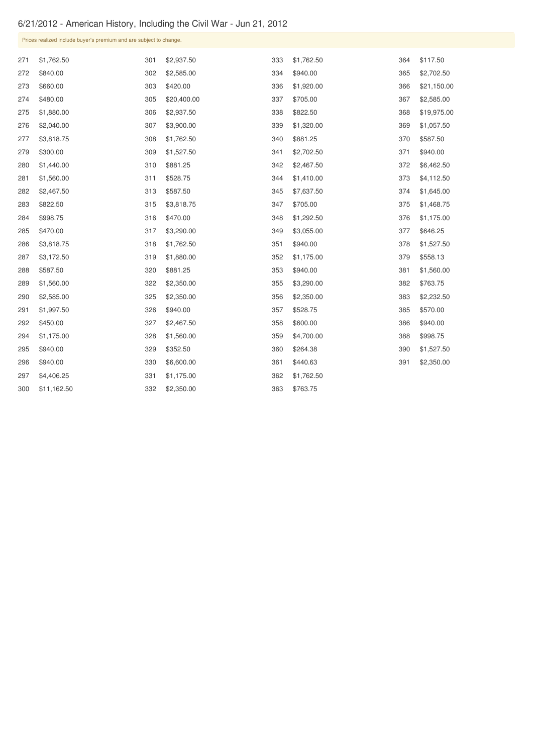# 6/21/2012 - American History, Including the Civil War - Jun 21, 2012

Prices realized include buyer's premium and are subject to change.

| | | | | | | | |
|---|---|---|---|---|---|---|---|
| 271 | $1,762.50 | 301 | $2,937.50 | 333 | $1,762.50 | 364 | $117.50 |
| 272 | $840.00 | 302 | $2,585.00 | 334 | $940.00 | 365 | $2,702.50 |
| 273 | $660.00 | 303 | $420.00 | 336 | $1,920.00 | 366 | $21,150.00 |
| 274 | $480.00 | 305 | $20,400.00 | 337 | $705.00 | 367 | $2,585.00 |
| 275 | $1,880.00 | 306 | $2,937.50 | 338 | $822.50 | 368 | $19,975.00 |
| 276 | $2,040.00 | 307 | $3,900.00 | 339 | $1,320.00 | 369 | $1,057.50 |
| 277 | $3,818.75 | 308 | $1,762.50 | 340 | $881.25 | 370 | $587.50 |
| 279 | $300.00 | 309 | $1,527.50 | 341 | $2,702.50 | 371 | $940.00 |
| 280 | $1,440.00 | 310 | $881.25 | 342 | $2,467.50 | 372 | $6,462.50 |
| 281 | $1,560.00 | 311 | $528.75 | 344 | $1,410.00 | 373 | $4,112.50 |
| 282 | $2,467.50 | 313 | $587.50 | 345 | $7,637.50 | 374 | $1,645.00 |
| 283 | $822.50 | 315 | $3,818.75 | 347 | $705.00 | 375 | $1,468.75 |
| 284 | $998.75 | 316 | $470.00 | 348 | $1,292.50 | 376 | $1,175.00 |
| 285 | $470.00 | 317 | $3,290.00 | 349 | $3,055.00 | 377 | $646.25 |
| 286 | $3,818.75 | 318 | $1,762.50 | 351 | $940.00 | 378 | $1,527.50 |
| 287 | $3,172.50 | 319 | $1,880.00 | 352 | $1,175.00 | 379 | $558.13 |
| 288 | $587.50 | 320 | $881.25 | 353 | $940.00 | 381 | $1,560.00 |
| 289 | $1,560.00 | 322 | $2,350.00 | 355 | $3,290.00 | 382 | $763.75 |
| 290 | $2,585.00 | 325 | $2,350.00 | 356 | $2,350.00 | 383 | $2,232.50 |
| 291 | $1,997.50 | 326 | $940.00 | 357 | $528.75 | 385 | $570.00 |
| 292 | $450.00 | 327 | $2,467.50 | 358 | $600.00 | 386 | $940.00 |
| 294 | $1,175.00 | 328 | $1,560.00 | 359 | $4,700.00 | 388 | $998.75 |
| 295 | $940.00 | 329 | $352.50 | 360 | $264.38 | 390 | $1,527.50 |
| 296 | $940.00 | 330 | $6,600.00 | 361 | $440.63 | 391 | $2,350.00 |
| 297 | $4,406.25 | 331 | $1,175.00 | 362 | $1,762.50 | | |
| 300 | $11,162.50 | 332 | $2,350.00 | 363 | $763.75 | | |